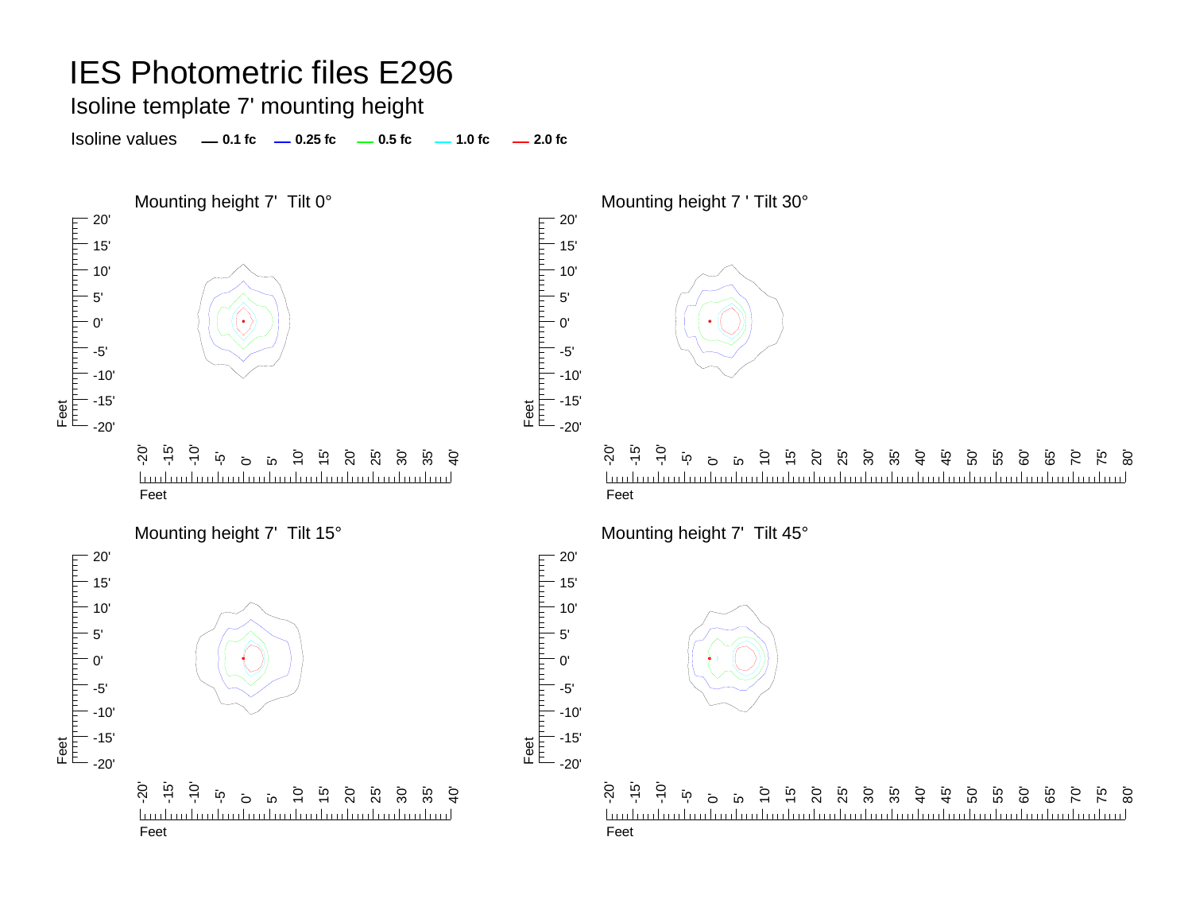# IES Photometric files E296

## Isoline template 7' mounting height

Isoline values — 0.1 fc — 0.25 fc — 0.5 fc — 1.0 fc — 2.0 fc

Mounting height 7' Tilt 0°

Mounting height 7 ' Tilt 30°

Mounting height 7' Tilt 15°

Mounting height 7' Tilt 45°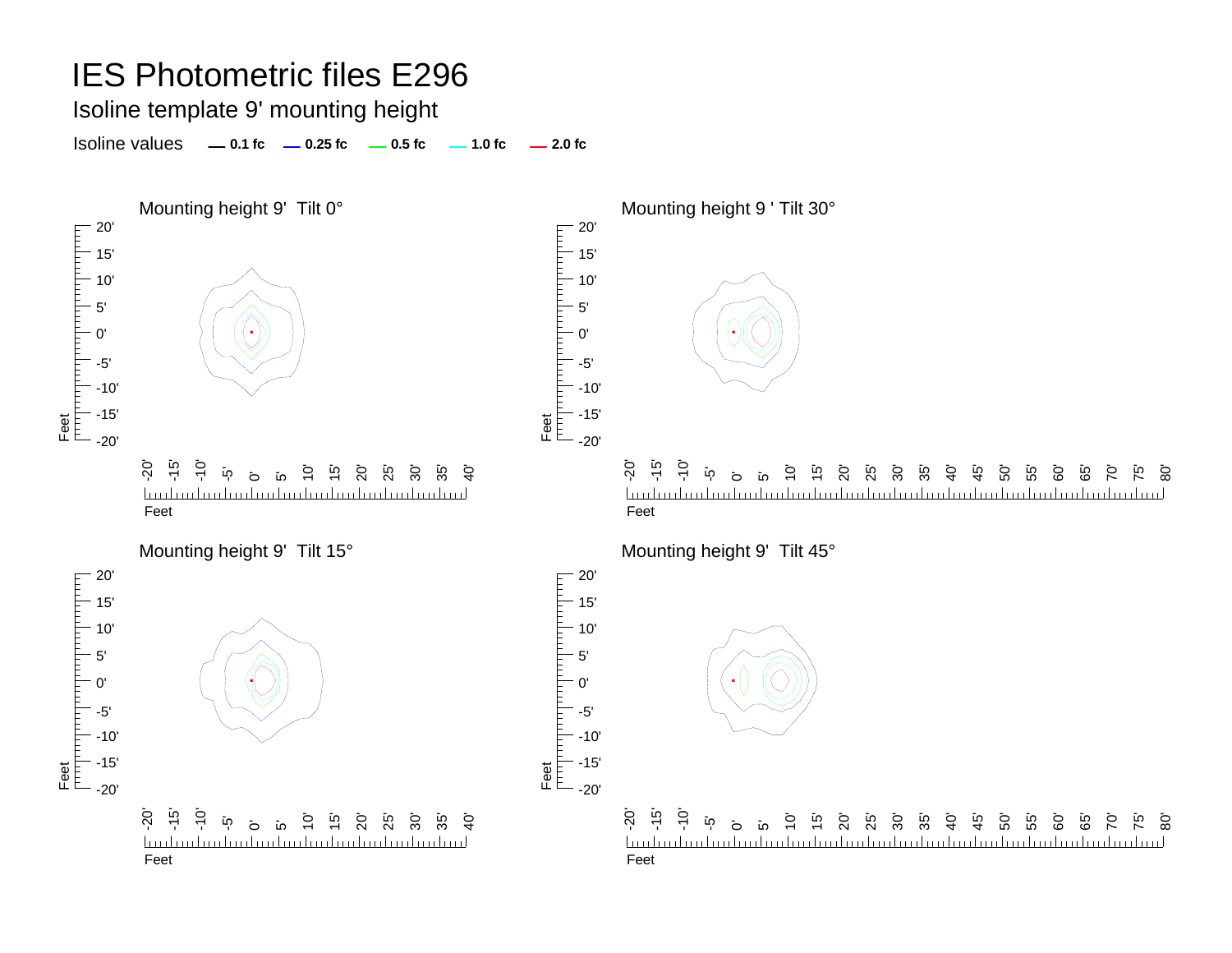# IES Photometric files E296

## Isoline template 9' mounting height

Isoline values — 0.1 fc — 0.25 fc — 0.5 fc — 1.0 fc — 2.0 fc

Mounting height 9' Tilt 0°

Mounting height 9 ' Tilt 30°

Mounting height 9' Tilt 15°

Mounting height 9' Tilt 45°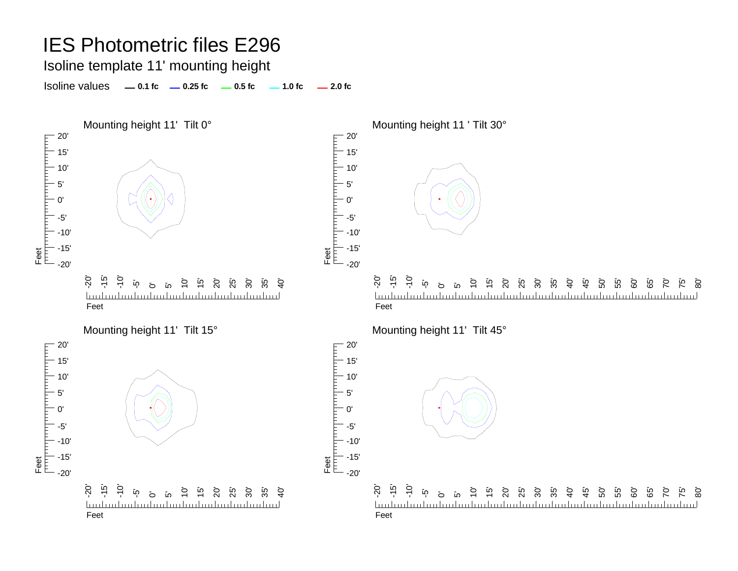# IES Photometric files E296

## Isoline template 11' mounting height

Isoline values — 0.1 fc — 0.25 fc — 0.5 fc — 1.0 fc — 2.0 fc

### Mounting height 11' Tilt 0°

### Mounting height 11 ' Tilt 30°

### Mounting height 11' Tilt 15°

### Mounting height 11' Tilt 45°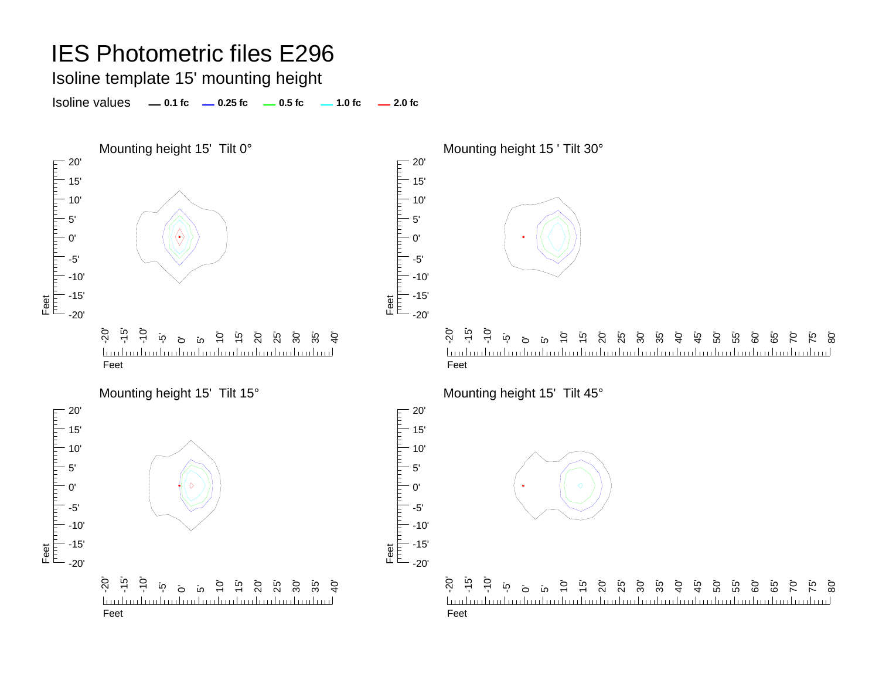# IES Photometric files E296

## Isoline template 15' mounting height

Isoline values — 0.1 fc — 0.25 fc — 0.5 fc — 1.0 fc — 2.0 fc

Mounting height 15' Tilt 0°

Mounting height 15 ' Tilt 30°

Mounting height 15' Tilt 15°

Mounting height 15' Tilt 45°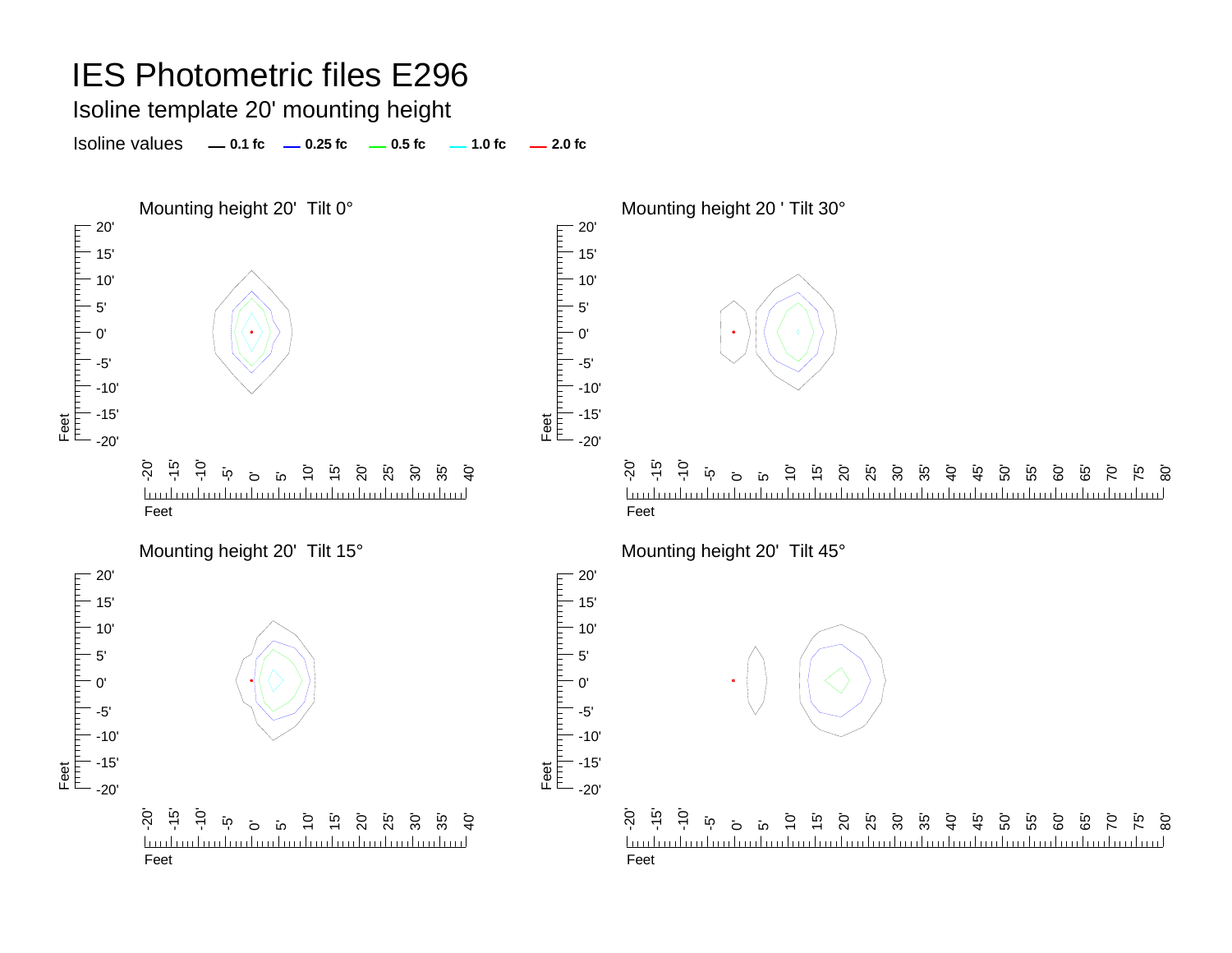# IES Photometric files E296

## Isoline template 20' mounting height

Isoline values — 0.1 fc — 0.25 fc — 0.5 fc — 1.0 fc — 2.0 fc

### Mounting height 20' Tilt 0°

### Mounting height 20 ' Tilt 30°

### Mounting height 20' Tilt 15°

### Mounting height 20' Tilt 45°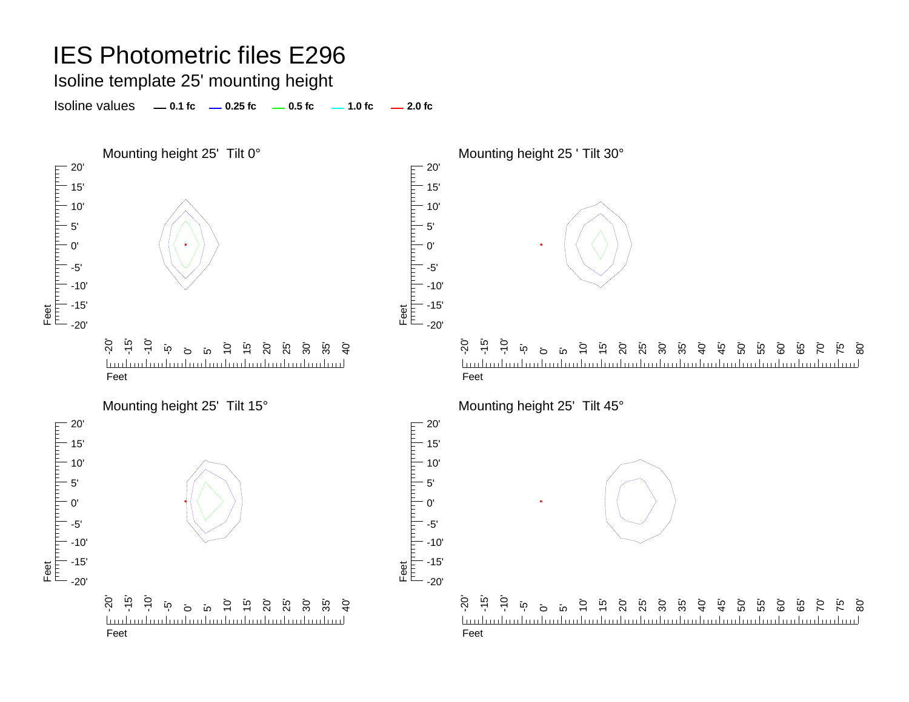# IES Photometric files E296

## Isoline template 25' mounting height

Isoline values — 0.1 fc — 0.25 fc — 0.5 fc — 1.0 fc — 2.0 fc

### Mounting height 25' Tilt 0°

### Mounting height 25 ' Tilt 30°

### Mounting height 25' Tilt 15°

### Mounting height 25' Tilt 45°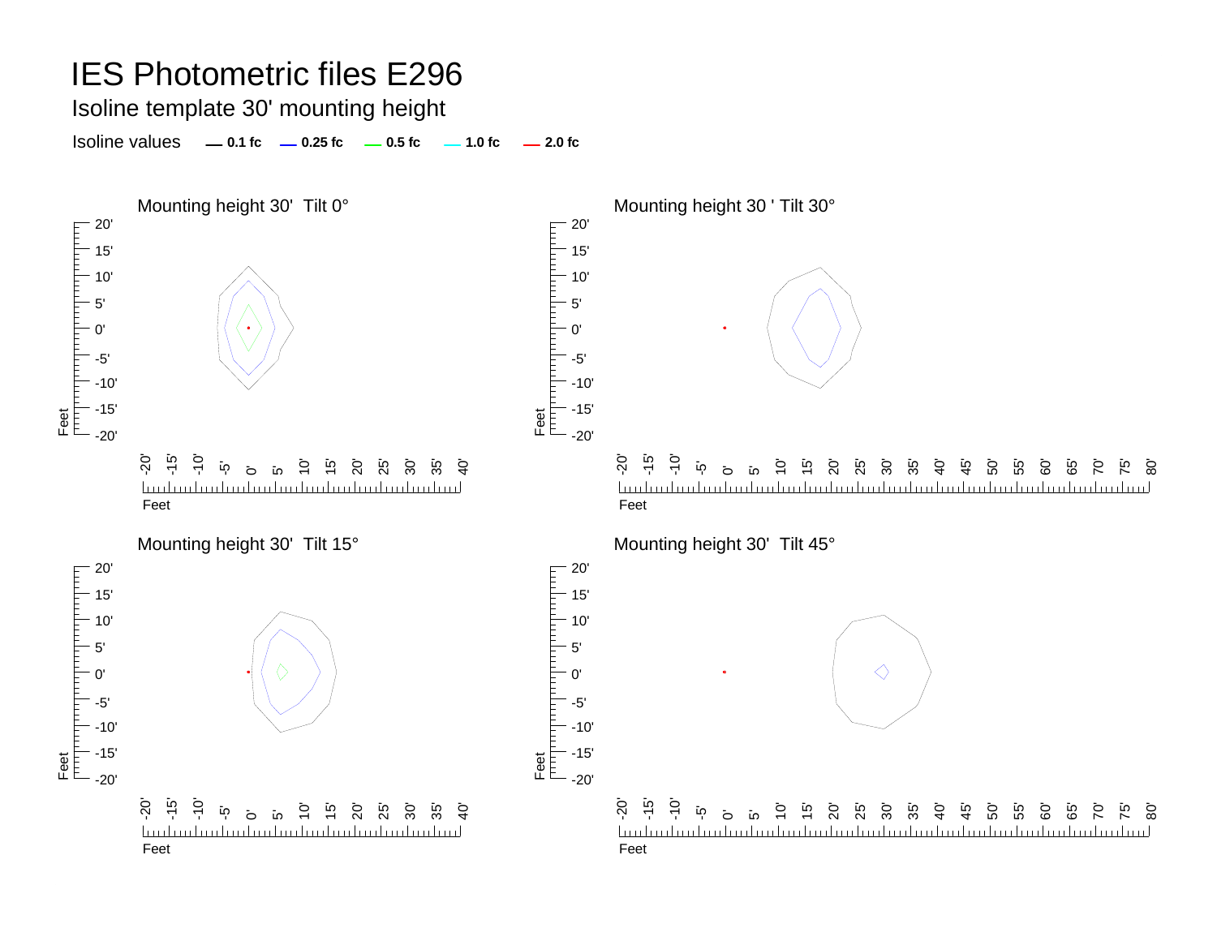# IES Photometric files E296

## Isoline template 30' mounting height

Isoline values — 0.1 fc — 0.25 fc — 0.5 fc — 1.0 fc — 2.0 fc

### Mounting height 30' Tilt 0°

20'
15'
10'
5'
0'
-5'
-10'
-15'
-20'
Feet

-20' -15' -10' -5' 0' 5' 10' 15' 20' 25' 30' 35' 40'
Feet

### Mounting height 30 ' Tilt 30°

20'
15'
10'
5'
0'
-5'
-10'
-15'
-20'
Feet

-20' -15' -10' -5' 0' 5' 10' 15' 20' 25' 30' 35' 40' 45' 50' 55' 60' 65' 70' 75' 80'
Feet

### Mounting height 30' Tilt 15°

20'
15'
10'
5'
0'
-5'
-10'
-15'
-20'
Feet

-20' -15' -10' -5' 0' 5' 10' 15' 20' 25' 30' 35' 40'
Feet

### Mounting height 30' Tilt 45°

20'
15'
10'
5'
0'
-5'
-10'
-15'
-20'
Feet

-20' -15' -10' -5' 0' 5' 10' 15' 20' 25' 30' 35' 40' 45' 50' 55' 60' 65' 70' 75' 80'
Feet